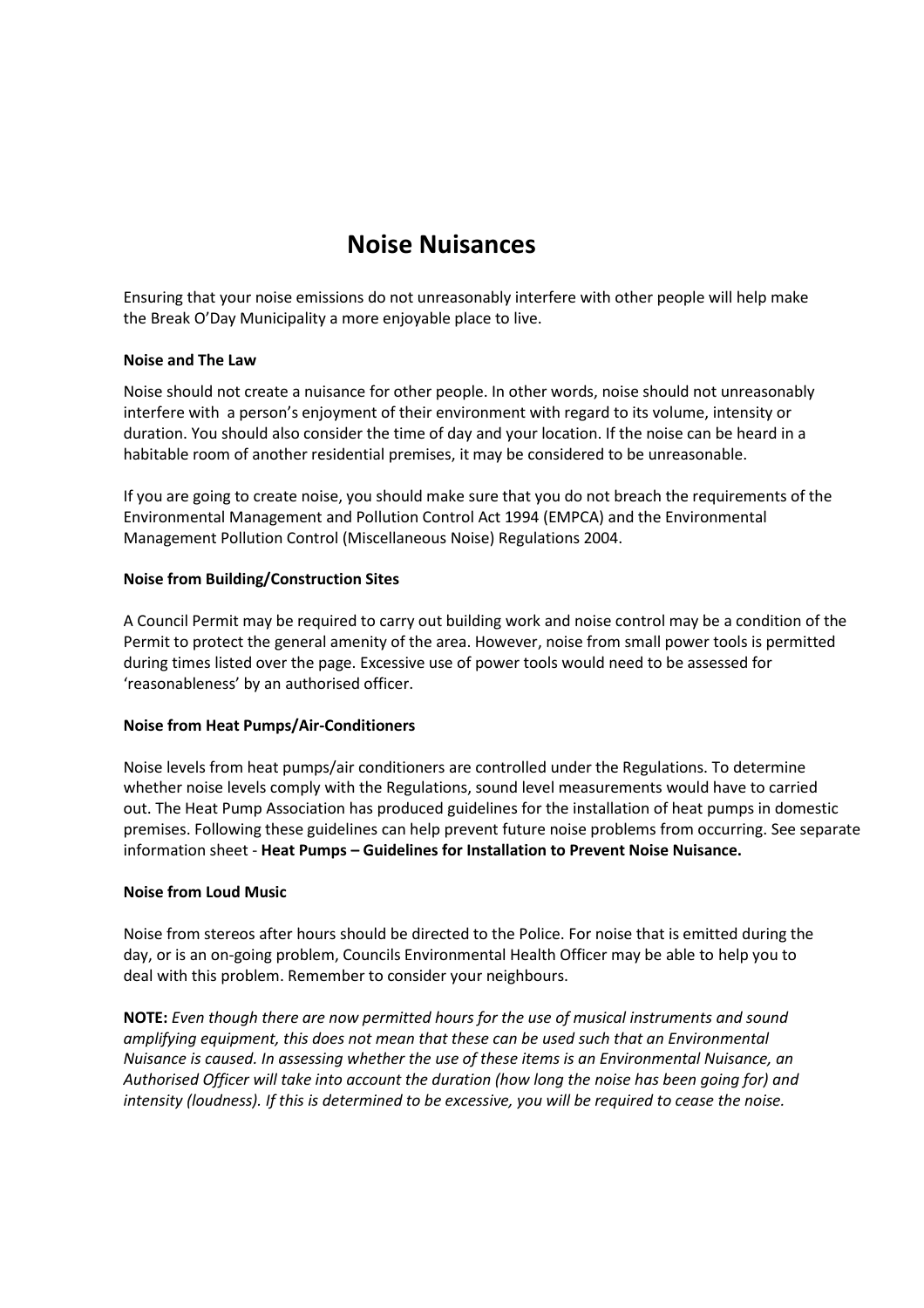# Noise Nuisances

Ensuring that your noise emissions do not unreasonably interfere with other people will help make the Break O'Day Municipality a more enjoyable place to live.

**Noise and The Law**

Noise should not create a nuisance for other people. In other words, noise should not unreasonably interfere with a person's enjoyment of their environment with regard to its volume, intensity or duration. You should also consider the time of day and your location. If the noise can be heard in a habitable room of another residential premises, it may be considered to be unreasonable.

If you are going to create noise, you should make sure that you do not breach the requirements of the Environmental Management and Pollution Control Act 1994 (EMPCA) and the Environmental Management Pollution Control (Miscellaneous Noise) Regulations 2004.

**Noise from Building/Construction Sites**

A Council Permit may be required to carry out building work and noise control may be a condition of the Permit to protect the general amenity of the area. However, noise from small power tools is permitted during times listed over the page. Excessive use of power tools would need to be assessed for 'reasonableness' by an authorised officer.

**Noise from Heat Pumps/Air-Conditioners**

Noise levels from heat pumps/air conditioners are controlled under the Regulations. To determine whether noise levels comply with the Regulations, sound level measurements would have to carried out. The Heat Pump Association has produced guidelines for the installation of heat pumps in domestic premises. Following these guidelines can help prevent future noise problems from occurring. See separate information sheet - **Heat Pumps – Guidelines for Installation to Prevent Noise Nuisance.**

**Noise from Loud Music**

Noise from stereos after hours should be directed to the Police. For noise that is emitted during the day, or is an on-going problem, Councils Environmental Health Officer may be able to help you to deal with this problem. Remember to consider your neighbours.

**NOTE:** *Even though there are now permitted hours for the use of musical instruments and sound amplifying equipment, this does not mean that these can be used such that an Environmental Nuisance is caused. In assessing whether the use of these items is an Environmental Nuisance, an Authorised Officer will take into account the duration (how long the noise has been going for) and intensity (loudness). If this is determined to be excessive, you will be required to cease the noise.*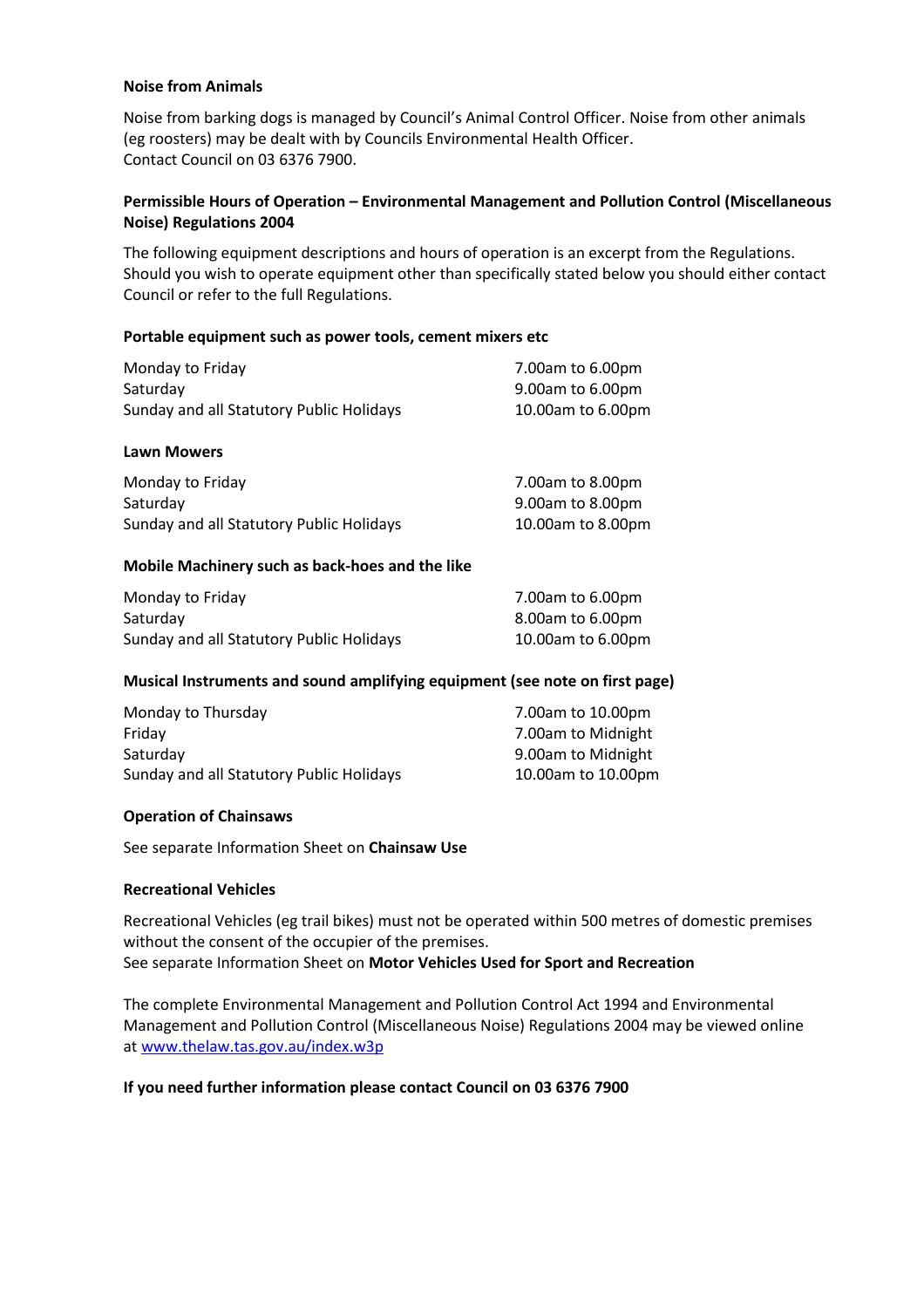**Noise from Animals**

Noise from barking dogs is managed by Council's Animal Control Officer. Noise from other animals (eg roosters) may be dealt with by Councils Environmental Health Officer.
Contact Council on 03 6376 7900.

**Permissible Hours of Operation – Environmental Management and Pollution Control (Miscellaneous Noise) Regulations 2004**

The following equipment descriptions and hours of operation is an excerpt from the Regulations. Should you wish to operate equipment other than specifically stated below you should either contact Council or refer to the full Regulations.

**Portable equipment such as power tools, cement mixers etc**

| | |
|---|---|
| Monday to Friday | 7.00am to 6.00pm |
| Saturday | 9.00am to 6.00pm |
| Sunday and all Statutory Public Holidays | 10.00am to 6.00pm |

**Lawn Mowers**

| | |
|---|---|
| Monday to Friday | 7.00am to 8.00pm |
| Saturday | 9.00am to 8.00pm |
| Sunday and all Statutory Public Holidays | 10.00am to 8.00pm |

**Mobile Machinery such as back-hoes and the like**

| | |
|---|---|
| Monday to Friday | 7.00am to 6.00pm |
| Saturday | 8.00am to 6.00pm |
| Sunday and all Statutory Public Holidays | 10.00am to 6.00pm |

**Musical Instruments and sound amplifying equipment (see note on first page)**

| | |
|---|---|
| Monday to Thursday | 7.00am to 10.00pm |
| Friday | 7.00am to Midnight |
| Saturday | 9.00am to Midnight |
| Sunday and all Statutory Public Holidays | 10.00am to 10.00pm |

**Operation of Chainsaws**

See separate Information Sheet on **Chainsaw Use**

**Recreational Vehicles**

Recreational Vehicles (eg trail bikes) must not be operated within 500 metres of domestic premises without the consent of the occupier of the premises.
See separate Information Sheet on **Motor Vehicles Used for Sport and Recreation**

The complete Environmental Management and Pollution Control Act 1994 and Environmental Management and Pollution Control (Miscellaneous Noise) Regulations 2004 may be viewed online at [www.thelaw.tas.gov.au/index.w3p](www.thelaw.tas.gov.au/index.w3p)

**If you need further information please contact Council on 03 6376 7900**